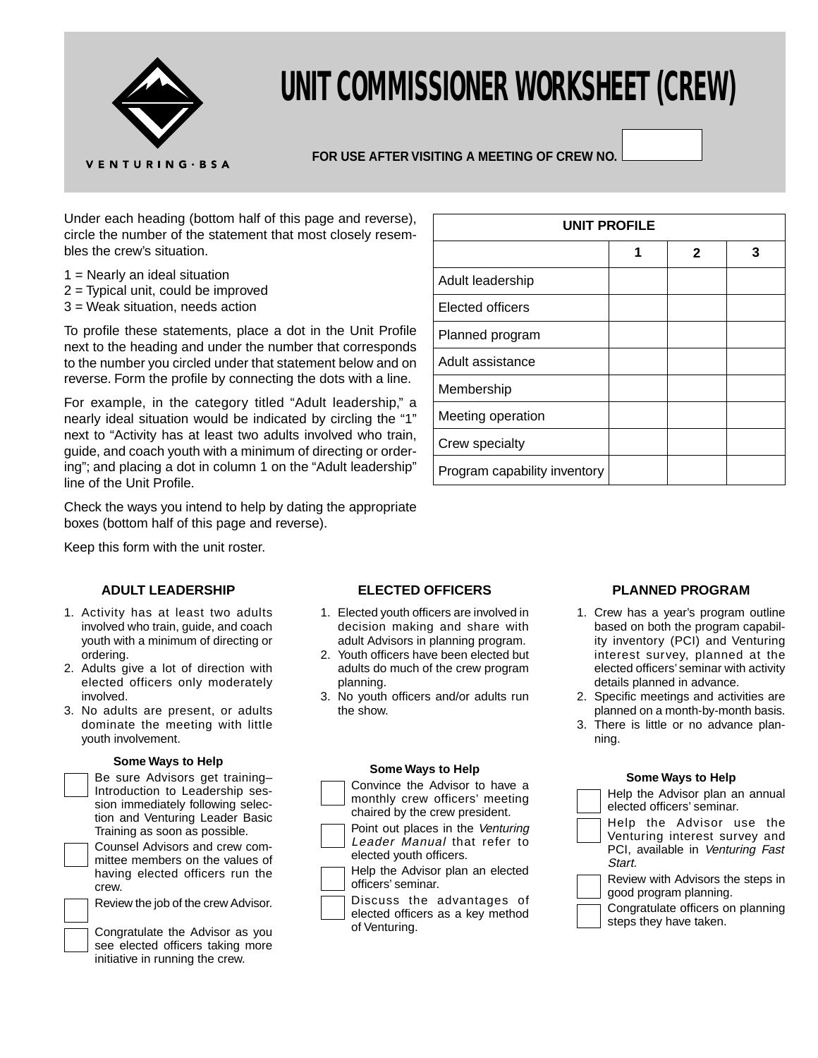# UNIT COMMISSIONER WORKSHEET (CREW)

VENTURING · BSA

**FOR USE AFTER VISITING A MEETING OF CREW NO.** ______

Under each heading (bottom half of this page and reverse), circle the number of the statement that most closely resembles the crew's situation.

1 = Nearly an ideal situation
2 = Typical unit, could be improved
3 = Weak situation, needs action

To profile these statements, place a dot in the Unit Profile next to the heading and under the number that corresponds to the number you circled under that statement below and on reverse. Form the profile by connecting the dots with a line.

For example, in the category titled "Adult leadership," a nearly ideal situation would be indicated by circling the "1" next to "Activity has at least two adults involved who train, guide, and coach youth with a minimum of directing or ordering"; and placing a dot in column 1 on the "Adult leadership" line of the Unit Profile.

Check the ways you intend to help by dating the appropriate boxes (bottom half of this page and reverse).

Keep this form with the unit roster.

| UNIT PROFILE | | | |
|---|---|---|---|
| | 1 | 2 | 3 |
| Adult leadership | | | |
| Elected officers | | | |
| Planned program | | | |
| Adult assistance | | | |
| Membership | | | |
| Meeting operation | | | |
| Crew specialty | | | |
| Program capability inventory | | | |

### ADULT LEADERSHIP

1. Activity has at least two adults involved who train, guide, and coach youth with a minimum of directing or ordering.
2. Adults give a lot of direction with elected officers only moderately involved.
3. No adults are present, or adults dominate the meeting with little youth involvement.

**Some Ways to Help**

- ☐ Be sure Advisors get training–Introduction to Leadership session immediately following selection and Venturing Leader Basic Training as soon as possible.
- ☐ Counsel Advisors and crew committee members on the values of having elected officers run the crew.
- ☐ Review the job of the crew Advisor.
- ☐ Congratulate the Advisor as you see elected officers taking more initiative in running the crew.

### ELECTED OFFICERS

1. Elected youth officers are involved in decision making and share with adult Advisors in planning program.
2. Youth officers have been elected but adults do much of the crew program planning.
3. No youth officers and/or adults run the show.

**Some Ways to Help**

- ☐ Convince the Advisor to have a monthly crew officers' meeting chaired by the crew president.
- ☐ Point out places in the *Venturing Leader Manual* that refer to elected youth officers.
- ☐ Help the Advisor plan an elected officers' seminar.
- ☐ Discuss the advantages of elected officers as a key method of Venturing.

### PLANNED PROGRAM

1. Crew has a year's program outline based on both the program capability inventory (PCI) and Venturing interest survey, planned at the elected officers' seminar with activity details planned in advance.
2. Specific meetings and activities are planned on a month-by-month basis.
3. There is little or no advance planning.

**Some Ways to Help**

- ☐ Help the Advisor plan an annual elected officers' seminar.
- ☐ Help the Advisor use the Venturing interest survey and PCI, available in *Venturing Fast Start.*
- ☐ Review with Advisors the steps in good program planning.
- ☐ Congratulate officers on planning steps they have taken.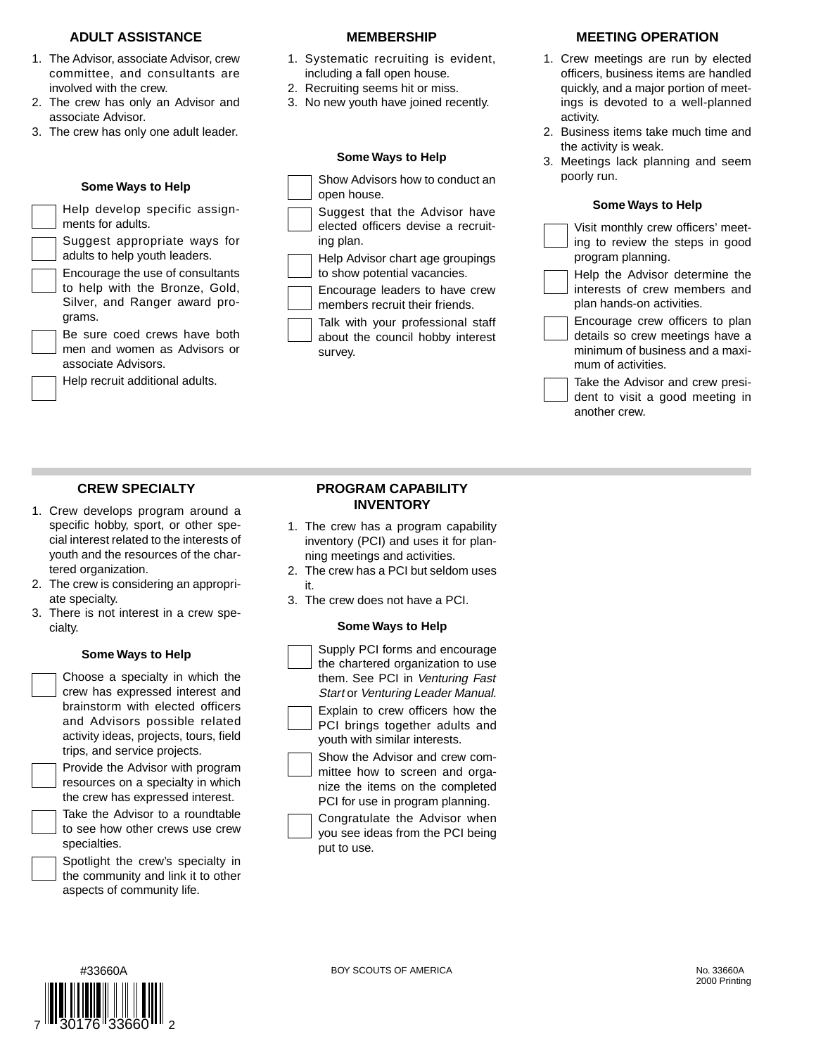## ADULT ASSISTANCE

1. The Advisor, associate Advisor, crew committee, and consultants are involved with the crew.
2. The crew has only an Advisor and associate Advisor.
3. The crew has only one adult leader.

### Some Ways to Help

- ☐ Help develop specific assignments for adults.
- ☐ Suggest appropriate ways for adults to help youth leaders.
- ☐ Encourage the use of consultants to help with the Bronze, Gold, Silver, and Ranger award programs.
- ☐ Be sure coed crews have both men and women as Advisors or associate Advisors.
- ☐ Help recruit additional adults.

## MEMBERSHIP

1. Systematic recruiting is evident, including a fall open house.
2. Recruiting seems hit or miss.
3. No new youth have joined recently.

### Some Ways to Help

- ☐ Show Advisors how to conduct an open house.
- ☐ Suggest that the Advisor have elected officers devise a recruiting plan.
- ☐ Help Advisor chart age groupings to show potential vacancies.
- ☐ Encourage leaders to have crew members recruit their friends.
- ☐ Talk with your professional staff about the council hobby interest survey.

## MEETING OPERATION

1. Crew meetings are run by elected officers, business items are handled quickly, and a major portion of meetings is devoted to a well-planned activity.
2. Business items take much time and the activity is weak.
3. Meetings lack planning and seem poorly run.

### Some Ways to Help

- ☐ Visit monthly crew officers' meeting to review the steps in good program planning.
- ☐ Help the Advisor determine the interests of crew members and plan hands-on activities.
- ☐ Encourage crew officers to plan details so crew meetings have a minimum of business and a maximum of activities.
- ☐ Take the Advisor and crew president to visit a good meeting in another crew.

## CREW SPECIALTY

1. Crew develops program around a specific hobby, sport, or other special interest related to the interests of youth and the resources of the chartered organization.
2. The crew is considering an appropriate specialty.
3. There is not interest in a crew specialty.

### Some Ways to Help

- ☐ Choose a specialty in which the crew has expressed interest and brainstorm with elected officers and Advisors possible related activity ideas, projects, tours, field trips, and service projects.
- ☐ Provide the Advisor with program resources on a specialty in which the crew has expressed interest.
- ☐ Take the Advisor to a roundtable to see how other crews use crew specialties.
- ☐ Spotlight the crew's specialty in the community and link it to other aspects of community life.

## PROGRAM CAPABILITY INVENTORY

1. The crew has a program capability inventory (PCI) and uses it for planning meetings and activities.
2. The crew has a PCI but seldom uses it.
3. The crew does not have a PCI.

### Some Ways to Help

- ☐ Supply PCI forms and encourage the chartered organization to use them. See PCI in *Venturing Fast Start* or *Venturing Leader Manual.*
- ☐ Explain to crew officers how the PCI brings together adults and youth with similar interests.
- ☐ Show the Advisor and crew committee how to screen and organize the items on the completed PCI for use in program planning.
- ☐ Congratulate the Advisor when you see ideas from the PCI being put to use.

#33660A

7 30176 33660 2

BOY SCOUTS OF AMERICA

No. 33660A
2000 Printing